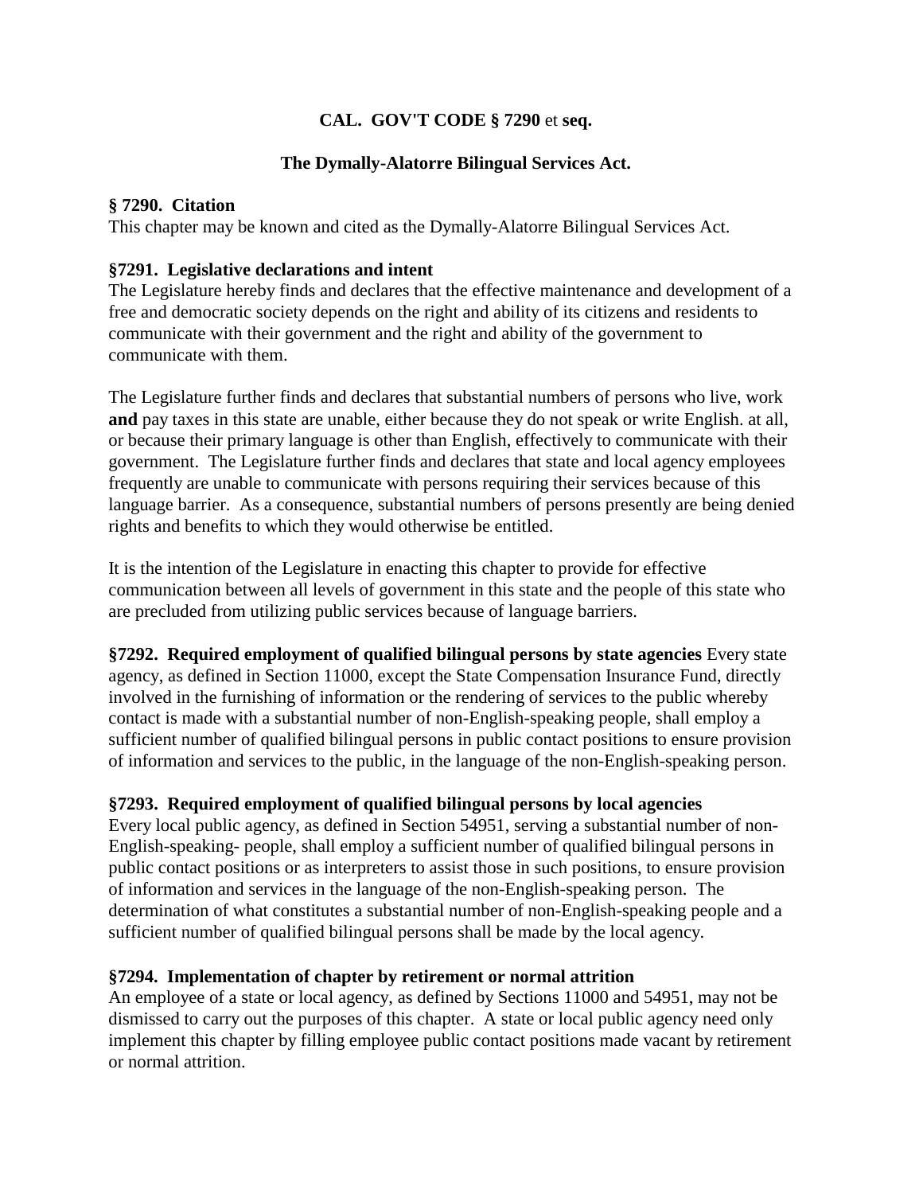**CAL. GOV'T CODE § 7290** et **seq.**

**The Dymally-Alatorre Bilingual Services Act.**

**§ 7290. Citation**
This chapter may be known and cited as the Dymally-Alatorre Bilingual Services Act.

**§7291. Legislative declarations and intent**
The Legislature hereby finds and declares that the effective maintenance and development of a free and democratic society depends on the right and ability of its citizens and residents to communicate with their government and the right and ability of the government to communicate with them.

The Legislature further finds and declares that substantial numbers of persons who live, work **and** pay taxes in this state are unable, either because they do not speak or write English. at all, or because their primary language is other than English, effectively to communicate with their government. The Legislature further finds and declares that state and local agency employees frequently are unable to communicate with persons requiring their services because of this language barrier. As a consequence, substantial numbers of persons presently are being denied rights and benefits to which they would otherwise be entitled.

It is the intention of the Legislature in enacting this chapter to provide for effective communication between all levels of government in this state and the people of this state who are precluded from utilizing public services because of language barriers.

**§7292. Required employment of qualified bilingual persons by state agencies** Every state agency, as defined in Section 11000, except the State Compensation Insurance Fund, directly involved in the furnishing of information or the rendering of services to the public whereby contact is made with a substantial number of non-English-speaking people, shall employ a sufficient number of qualified bilingual persons in public contact positions to ensure provision of information and services to the public, in the language of the non-English-speaking person.

**§7293. Required employment of qualified bilingual persons by local agencies**
Every local public agency, as defined in Section 54951, serving a substantial number of non-English-speaking- people, shall employ a sufficient number of qualified bilingual persons in public contact positions or as interpreters to assist those in such positions, to ensure provision of information and services in the language of the non-English-speaking person. The determination of what constitutes a substantial number of non-English-speaking people and a sufficient number of qualified bilingual persons shall be made by the local agency.

**§7294. Implementation of chapter by retirement or normal attrition**
An employee of a state or local agency, as defined by Sections 11000 and 54951, may not be dismissed to carry out the purposes of this chapter. A state or local public agency need only implement this chapter by filling employee public contact positions made vacant by retirement or normal attrition.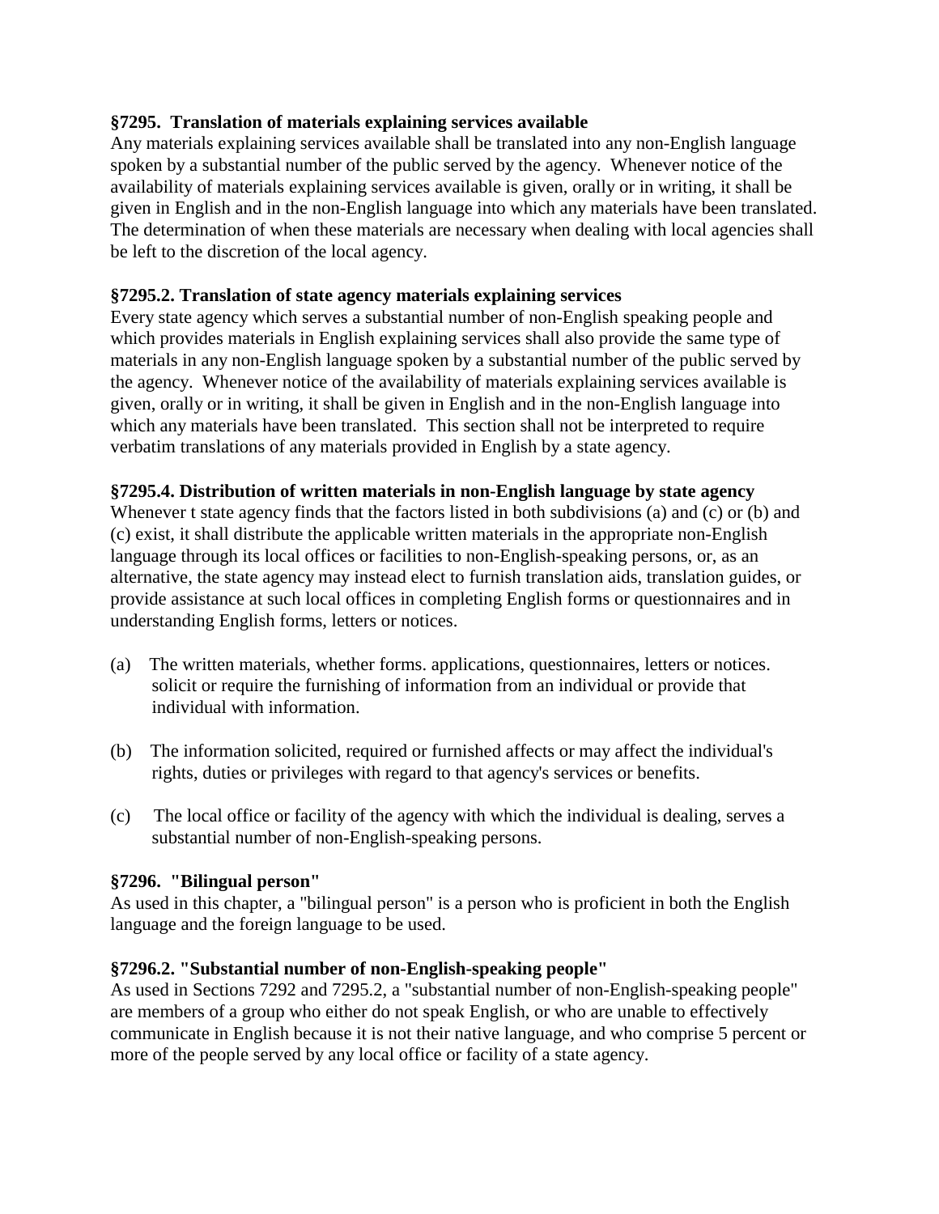**§7295. Translation of materials explaining services available**
Any materials explaining services available shall be translated into any non-English language spoken by a substantial number of the public served by the agency. Whenever notice of the availability of materials explaining services available is given, orally or in writing, it shall be given in English and in the non-English language into which any materials have been translated. The determination of when these materials are necessary when dealing with local agencies shall be left to the discretion of the local agency.

**§7295.2. Translation of state agency materials explaining services**
Every state agency which serves a substantial number of non-English speaking people and which provides materials in English explaining services shall also provide the same type of materials in any non-English language spoken by a substantial number of the public served by the agency. Whenever notice of the availability of materials explaining services available is given, orally or in writing, it shall be given in English and in the non-English language into which any materials have been translated. This section shall not be interpreted to require verbatim translations of any materials provided in English by a state agency.

**§7295.4. Distribution of written materials in non-English language by state agency**
Whenever t state agency finds that the factors listed in both subdivisions (a) and (c) or (b) and (c) exist, it shall distribute the applicable written materials in the appropriate non-English language through its local offices or facilities to non-English-speaking persons, or, as an alternative, the state agency may instead elect to furnish translation aids, translation guides, or provide assistance at such local offices in completing English forms or questionnaires and in understanding English forms, letters or notices.

(a) The written materials, whether forms. applications, questionnaires, letters or notices. solicit or require the furnishing of information from an individual or provide that individual with information.

(b) The information solicited, required or furnished affects or may affect the individual's rights, duties or privileges with regard to that agency's services or benefits.

(c) The local office or facility of the agency with which the individual is dealing, serves a substantial number of non-English-speaking persons.

**§7296. "Bilingual person"**
As used in this chapter, a "bilingual person" is a person who is proficient in both the English language and the foreign language to be used.

**§7296.2. "Substantial number of non-English-speaking people"**
As used in Sections 7292 and 7295.2, a "substantial number of non-English-speaking people" are members of a group who either do not speak English, or who are unable to effectively communicate in English because it is not their native language, and who comprise 5 percent or more of the people served by any local office or facility of a state agency.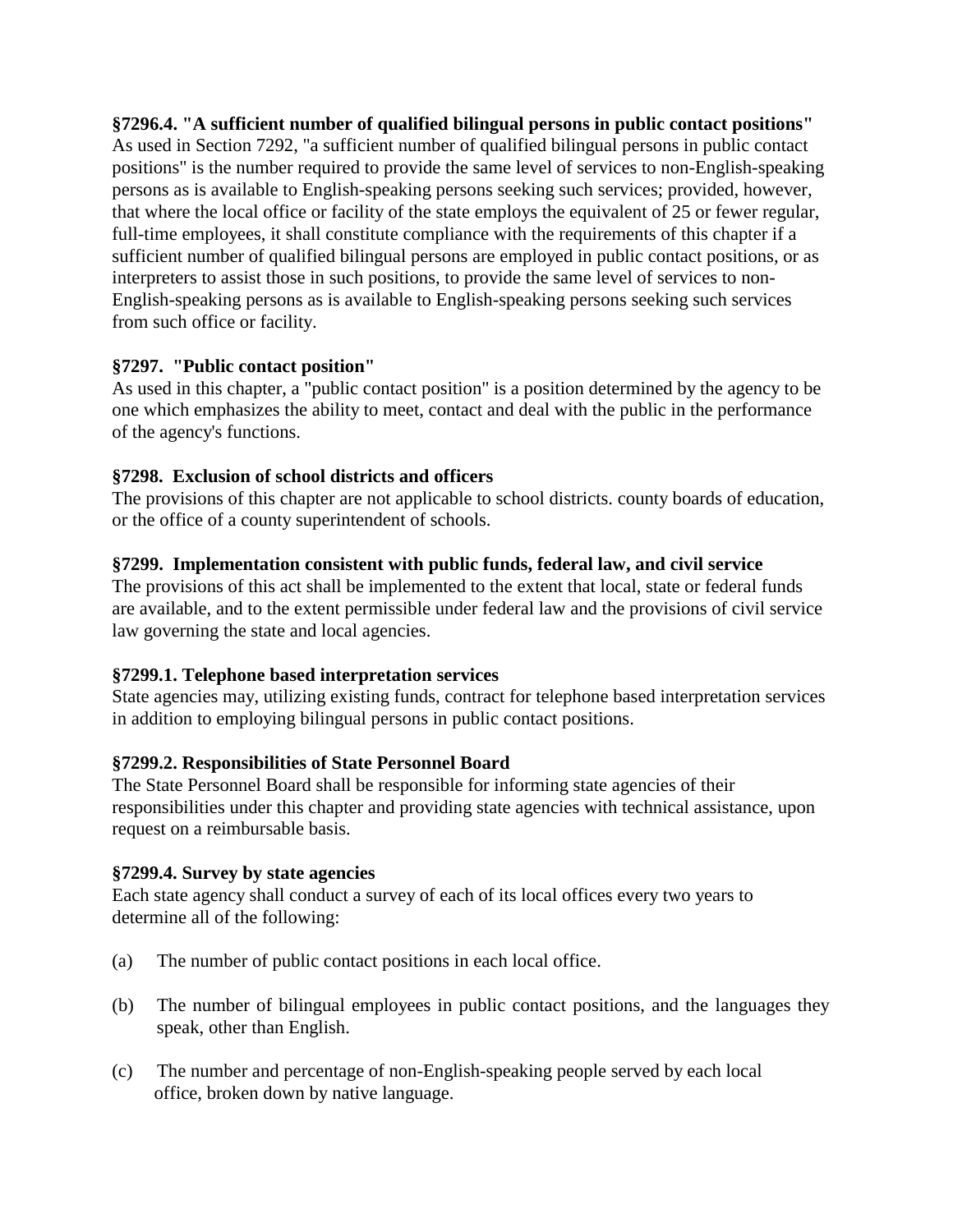**§7296.4. "A sufficient number of qualified bilingual persons in public contact positions"**
As used in Section 7292, "a sufficient number of qualified bilingual persons in public contact positions" is the number required to provide the same level of services to non-English-speaking persons as is available to English-speaking persons seeking such services; provided, however, that where the local office or facility of the state employs the equivalent of 25 or fewer regular, full-time employees, it shall constitute compliance with the requirements of this chapter if a sufficient number of qualified bilingual persons are employed in public contact positions, or as interpreters to assist those in such positions, to provide the same level of services to non-English-speaking persons as is available to English-speaking persons seeking such services from such office or facility.

**§7297. "Public contact position"**
As used in this chapter, a "public contact position" is a position determined by the agency to be one which emphasizes the ability to meet, contact and deal with the public in the performance of the agency's functions.

**§7298. Exclusion of school districts and officers**
The provisions of this chapter are not applicable to school districts. county boards of education, or the office of a county superintendent of schools.

**§7299. Implementation consistent with public funds, federal law, and civil service**
The provisions of this act shall be implemented to the extent that local, state or federal funds are available, and to the extent permissible under federal law and the provisions of civil service law governing the state and local agencies.

**§7299.1. Telephone based interpretation services**
State agencies may, utilizing existing funds, contract for telephone based interpretation services in addition to employing bilingual persons in public contact positions.

**§7299.2. Responsibilities of State Personnel Board**
The State Personnel Board shall be responsible for informing state agencies of their responsibilities under this chapter and providing state agencies with technical assistance, upon request on a reimbursable basis.

**§7299.4. Survey by state agencies**
Each state agency shall conduct a survey of each of its local offices every two years to determine all of the following:

(a) The number of public contact positions in each local office.

(b) The number of bilingual employees in public contact positions, and the languages they speak, other than English.

(c) The number and percentage of non-English-speaking people served by each local office, broken down by native language.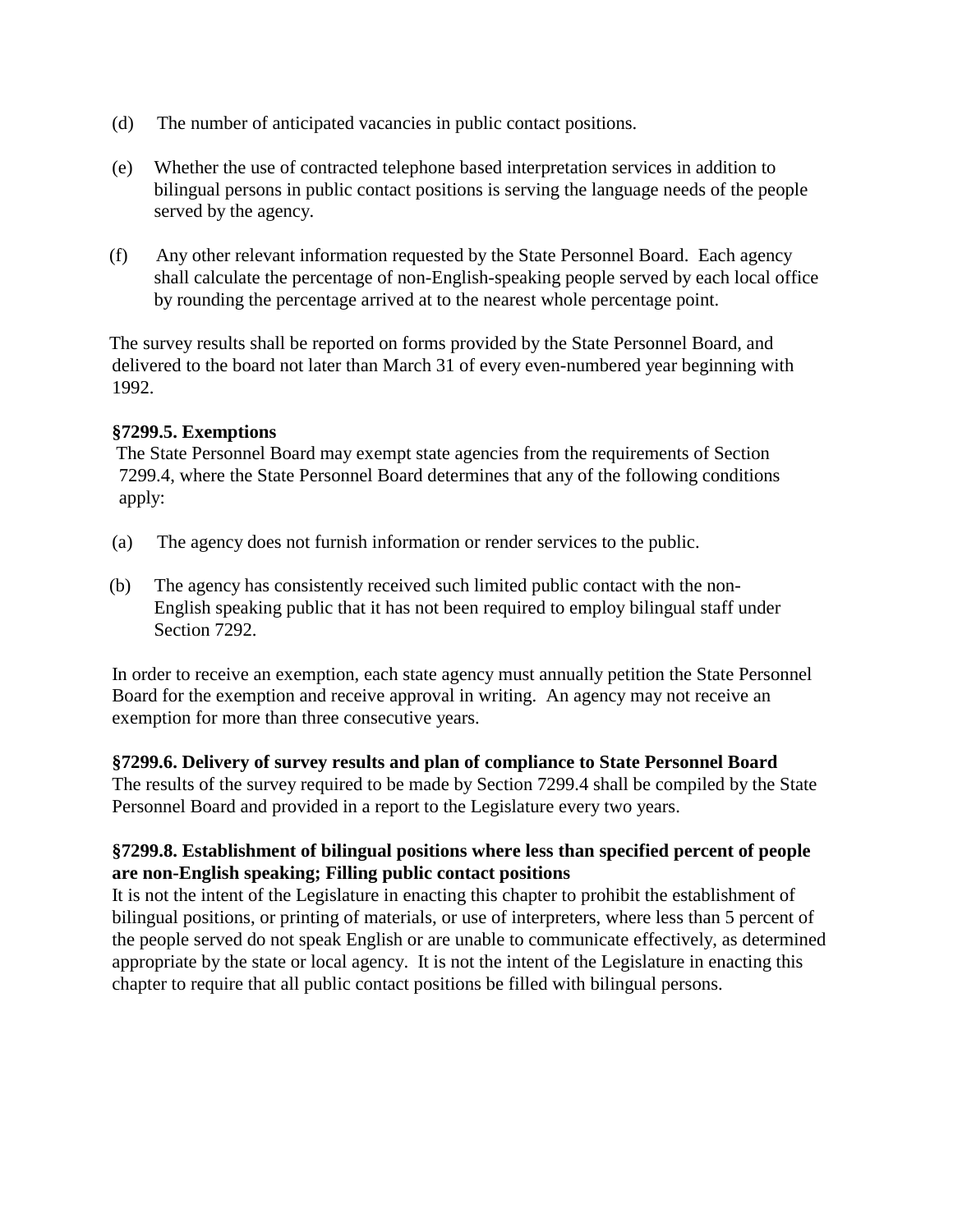(d) The number of anticipated vacancies in public contact positions.

(e) Whether the use of contracted telephone based interpretation services in addition to bilingual persons in public contact positions is serving the language needs of the people served by the agency.

(f) Any other relevant information requested by the State Personnel Board. Each agency shall calculate the percentage of non-English-speaking people served by each local office by rounding the percentage arrived at to the nearest whole percentage point.

The survey results shall be reported on forms provided by the State Personnel Board, and delivered to the board not later than March 31 of every even-numbered year beginning with 1992.

**§7299.5. Exemptions**
The State Personnel Board may exempt state agencies from the requirements of Section 7299.4, where the State Personnel Board determines that any of the following conditions apply:

(a) The agency does not furnish information or render services to the public.

(b) The agency has consistently received such limited public contact with the non-English speaking public that it has not been required to employ bilingual staff under Section 7292.

In order to receive an exemption, each state agency must annually petition the State Personnel Board for the exemption and receive approval in writing. An agency may not receive an exemption for more than three consecutive years.

**§7299.6. Delivery of survey results and plan of compliance to State Personnel Board**
The results of the survey required to be made by Section 7299.4 shall be compiled by the State Personnel Board and provided in a report to the Legislature every two years.

**§7299.8. Establishment of bilingual positions where less than specified percent of people are non-English speaking; Filling public contact positions**
It is not the intent of the Legislature in enacting this chapter to prohibit the establishment of bilingual positions, or printing of materials, or use of interpreters, where less than 5 percent of the people served do not speak English or are unable to communicate effectively, as determined appropriate by the state or local agency. It is not the intent of the Legislature in enacting this chapter to require that all public contact positions be filled with bilingual persons.